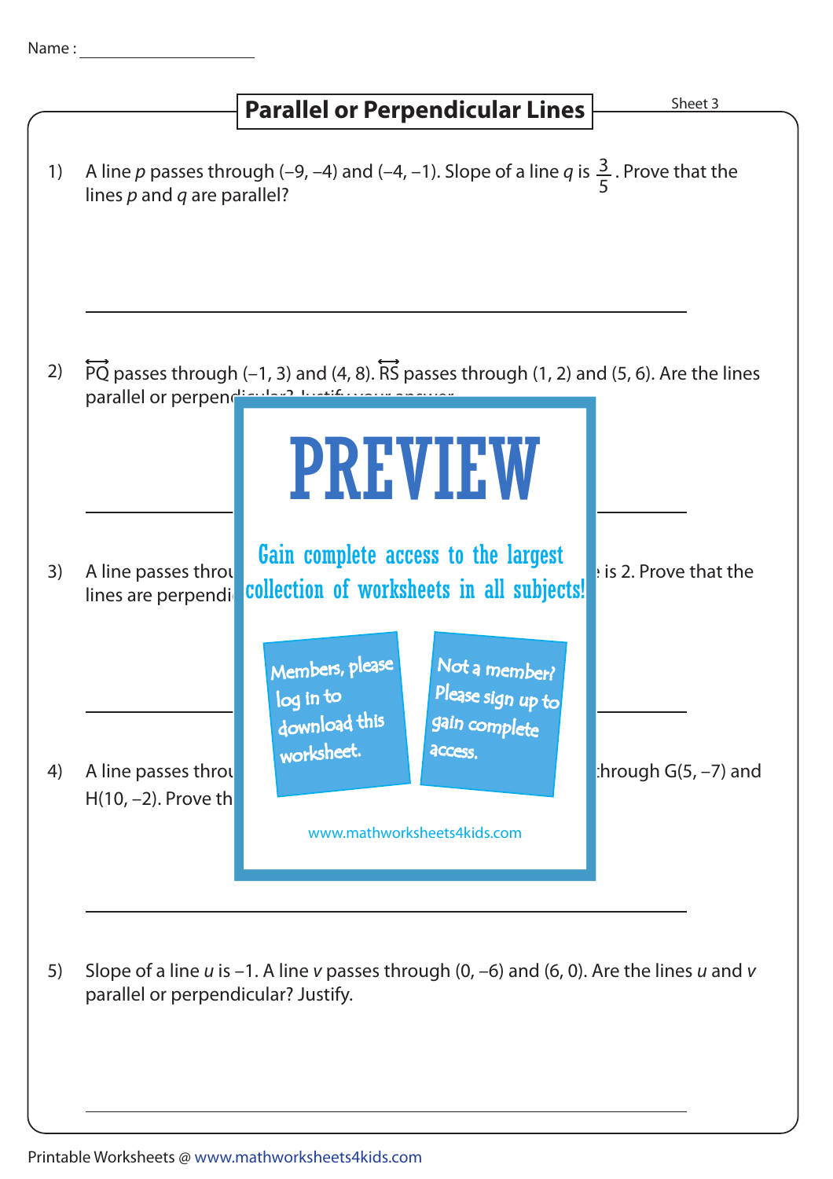Name :

## Parallel or Perpendicular Lines

Sheet 3

1) A line $p$ passes through (–9, –4) and (–4, –1). Slope of a line $q$ is $\frac{3}{5}$. Prove that the lines $p$ and $q$ are parallel?

2) $\overleftrightarrow{PQ}$ passes through (–1, 3) and (4, 8). $\overleftrightarrow{RS}$ passes through (1, 2) and (5, 6). Are the lines parallel or perpendic

PREVIEW

Gain complete access to the largest collection of worksheets in all subjects!

Members, please log in to download this worksheet.

Not a member? Please sign up to gain complete access.

www.mathworksheets4kids.com

3) A line passes throu is 2. Prove that the lines are perpendi

4) A line passes throu through G(5, –7) and H(10, –2). Prove th

5) Slope of a line $u$ is –1. A line $v$ passes through (0, –6) and (6, 0). Are the lines $u$ and $v$ parallel or perpendicular? Justify.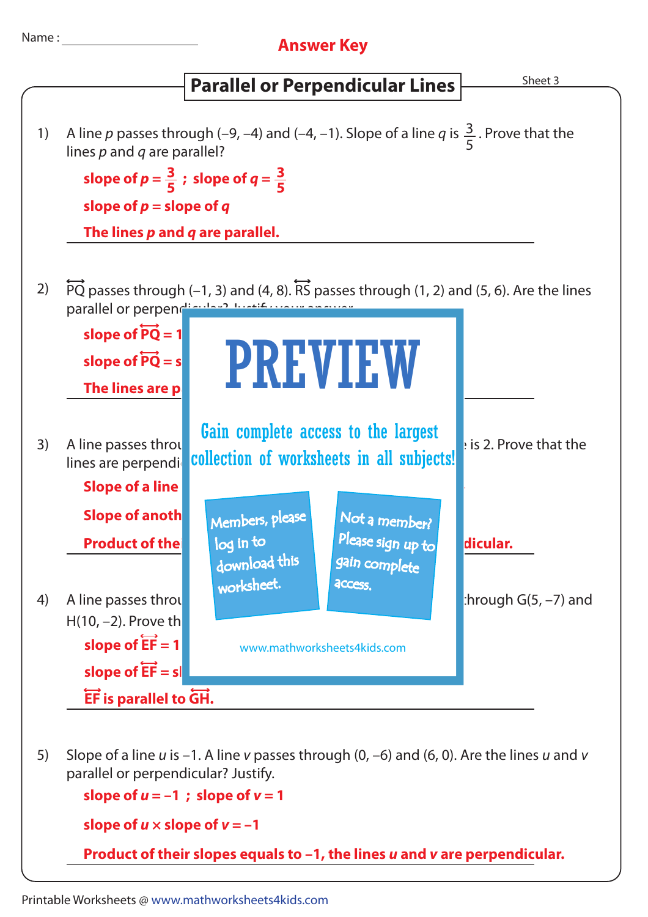Name : ____________________

**Answer Key**

# Parallel or Perpendicular Lines

Sheet 3

1) A line $p$ passes through (–9, –4) and (–4, –1). Slope of a line $q$ is $\frac{3}{5}$. Prove that the lines $p$ and $q$ are parallel?

**slope of $p = \frac{3}{5}$ ; slope of $q = \frac{3}{5}$**

**slope of $p$ = slope of $q$**

**The lines $p$ and $q$ are parallel.**

2) $\overleftrightarrow{PQ}$ passes through (–1, 3) and (4, 8). $\overleftrightarrow{RS}$ passes through (1, 2) and (5, 6). Are the lines parallel or perpendi

**slope of $\overleftrightarrow{PQ}$ = 1**

**slope of $\overleftrightarrow{PQ}$ = s**

**The lines are p**

PREVIEW

Gain complete access to the largest collection of worksheets in all subjects!

Members, please log in to download this worksheet.

Not a member? Please sign up to gain complete access.

www.mathworksheets4kids.com

3) A line passes throu … is 2. Prove that the lines are perpendi

**Slope of a line**

**Slope of anoth**

**Product of the … dicular.**

4) A line passes throu … through G(5, –7) and H(10, –2). Prove th

**slope of $\overleftrightarrow{EF}$ = 1**

**slope of $\overleftrightarrow{EF}$ = sl**

**$\overleftrightarrow{EF}$ is parallel to $\overleftrightarrow{GH}$.**

5) Slope of a line $u$ is –1. A line $v$ passes through (0, –6) and (6, 0). Are the lines $u$ and $v$ parallel or perpendicular? Justify.

**slope of $u$ = –1 ; slope of $v$ = 1**

**slope of $u$ × slope of $v$ = –1**

**Product of their slopes equals to –1, the lines $u$ and $v$ are perpendicular.**

Printable Worksheets @ www.mathworksheets4kids.com